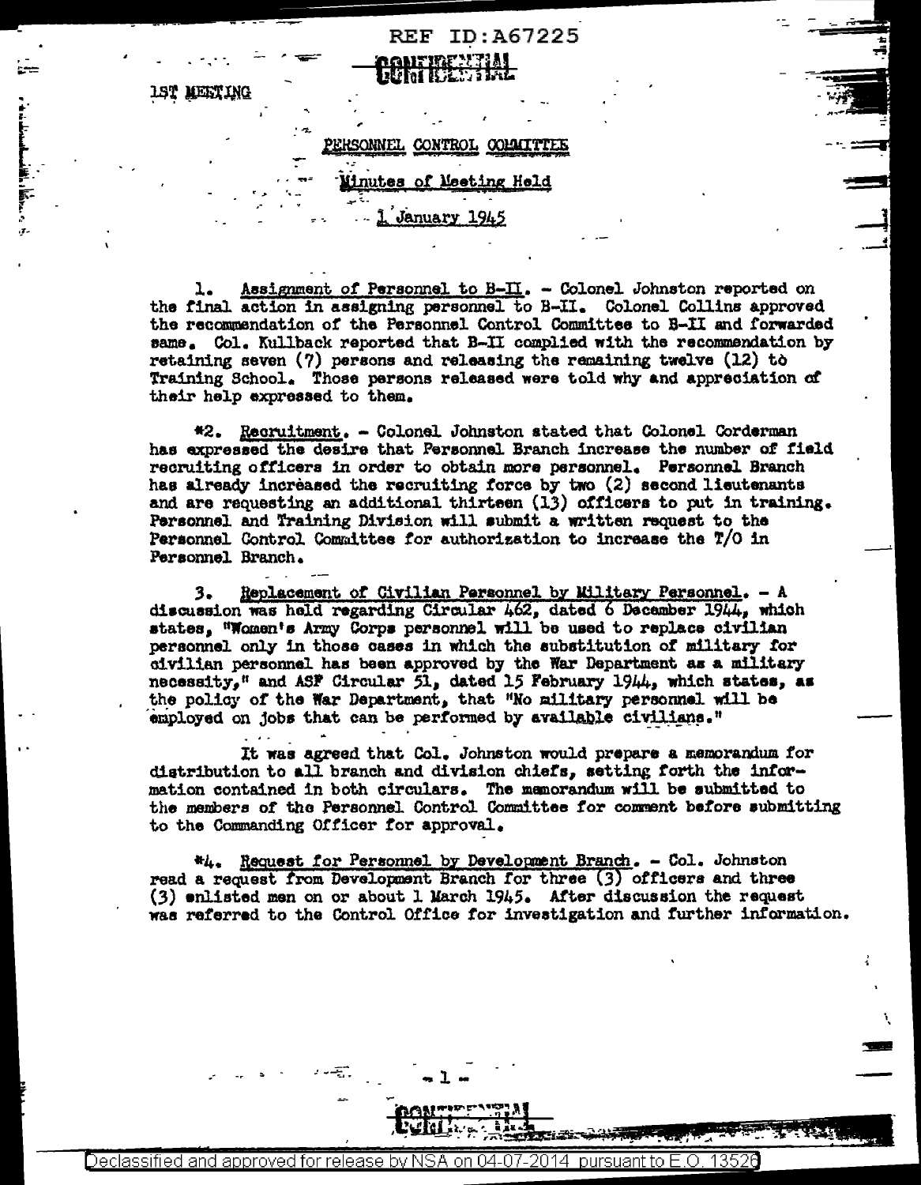REF ID:A67225

CONFIDENTIAL

1ST MEETING

## PERSONNEL CONTROL COMMITTEE

### Minutes of Meeting Held

### 1 January 1945

1. Assignment of Personnel to B-II. - Colonel Johnston reported on the final action in assigning personnel to B-II. Colonel Collins approved the recommendation of the Personnel Control Committee to B-II and forwarded same. Col. Kullback reported that B-II complied with the recommendation by retaining seven (7) persons and releasing the remaining twelve (12) to Training School. Those persons released were told why and appreciation of their help expressed to them.

*2. Recruitment. - Colonel Johnston stated that Colonel Corderman has expressed the desire that Personnel Branch increase the number of field recruiting officers in order to obtain more personnel. Personnel Branch has already increased the recruiting force by two (2) second lieutenants and are requesting an additional thirteen (13) officers to put in training. Personnel and Training Division will submit a written request to the Personnel Control Committee for authorization to increase the T/O in Personnel Branch.

3. Replacement of Civilian Personnel by Military Personnel. - A discussion was held regarding Circular 462, dated 6 December 1944, which states, "Women's Army Corps personnel will be used to replace civilian personnel only in those cases in which the substitution of military for civilian personnel has been approved by the War Department as a military necessity," and ASF Circular 51, dated 15 February 1944, which states, as the policy of the War Department, that "No military personnel will be employed on jobs that can be performed by available civilians."

It was agreed that Col. Johnston would prepare a memorandum for distribution to all branch and division chiefs, setting forth the information contained in both circulars. The memorandum will be submitted to the members of the Personnel Control Committee for comment before submitting to the Commanding Officer for approval.

*4. Request for Personnel by Development Branch. - Col. Johnston read a request from Development Branch for three (3) officers and three (3) enlisted men on or about 1 March 1945. After discussion the request was referred to the Control Office for investigation and further information.

CONFIDENTIAL

Declassified and approved for release by NSA on 04-07-2014 pursuant to E.O. 13526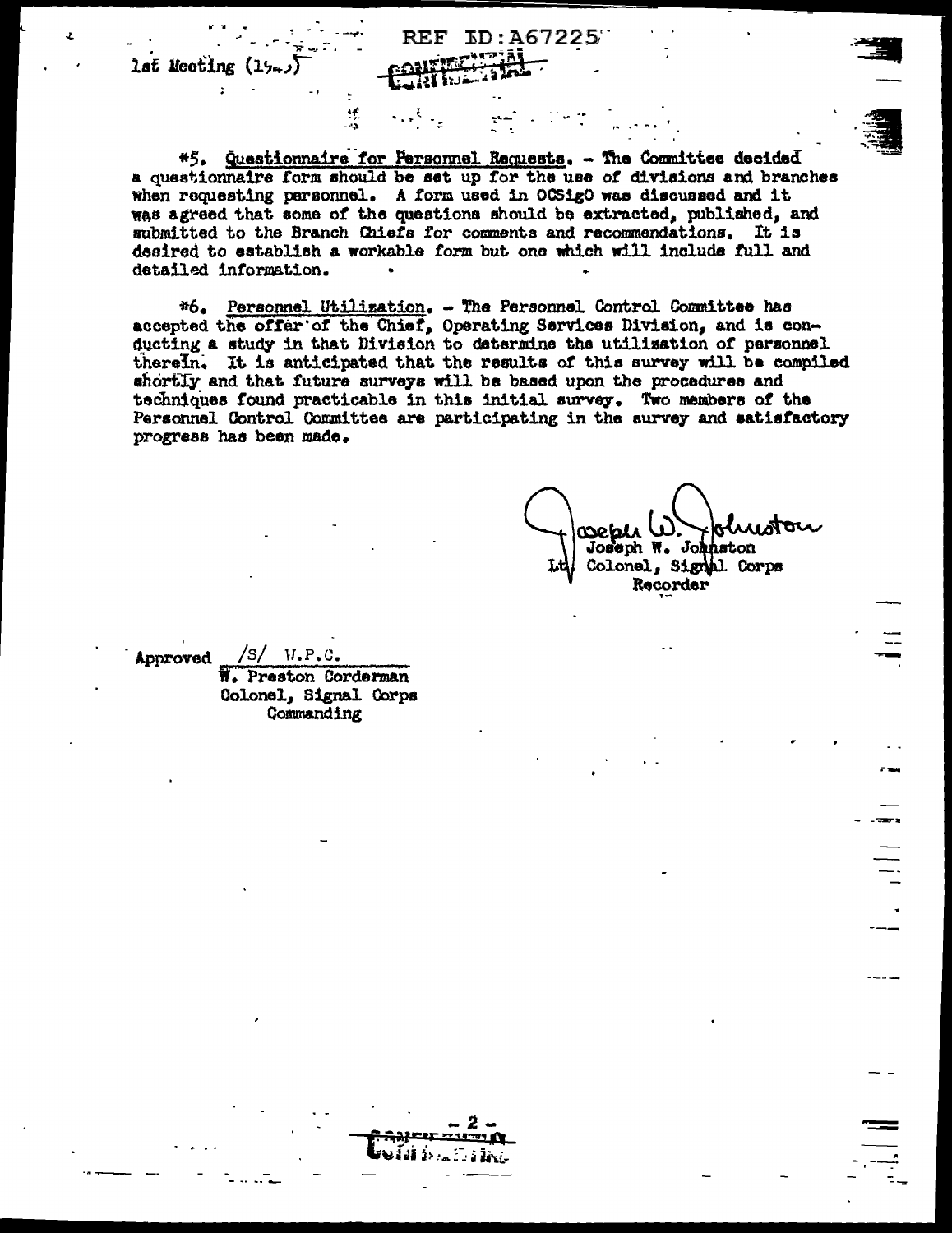*5. Questionnaire for Personnel Requests. - The Committee decided a questionnaire form should be set up for the use of divisions and branches when requesting personnel. A form used in OCSigO was discussed and it was agreed that some of the questions should be extracted, published, and submitted to the Branch Chiefs for comments and recommendations. It is desired to establish a workable form but one which will include full and detailed information.

*6. Personnel Utilization. - The Personnel Control Committee has accepted the offer of the Chief, Operating Services Division, and is conducting a study in that Division to determine the utilization of personnel therein. It is anticipated that the results of this survey will be compiled shortly and that future surveys will be based upon the procedures and techniques found practicable in this initial survey. Two members of the Personnel Control Committee are participating in the survey and satisfactory progress has been made.

Joseph W. Johnston
Joseph W. Johnston
Lt. Colonel, Signal Corps
Recorder

Approved /S/ W.P.C.
W. Preston Corderman
Colonel, Signal Corps
Commanding